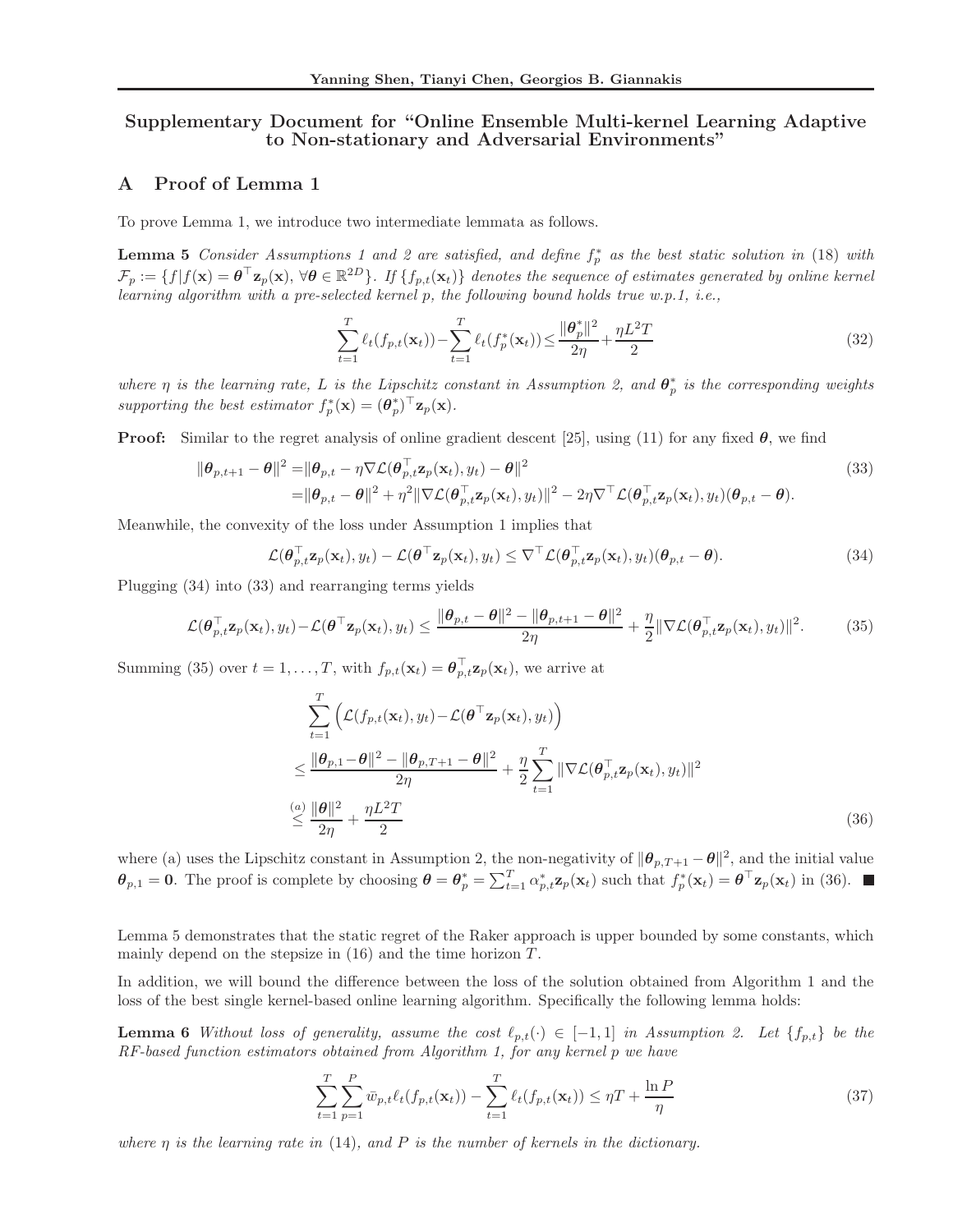# Supplementary Document for "Online Ensemble Multi-kernel Learning Adaptive to Non-stationary and Adversarial Environments"

## A Proof of Lemma 1

To prove Lemma 1, we introduce two intermediate lemmata as follows.

**Lemma 5** *Consider Assumptions 1 and 2 are satisfied, and define $f_p^*$ as the best static solution in (18) with $\mathcal{F}_p := \{f | f(\mathbf{x}) = \boldsymbol{\theta}^\top \mathbf{z}_p(\mathbf{x}), \forall \boldsymbol{\theta} \in \mathbb{R}^{2D}\}$. If $\{f_{p,t}(\mathbf{x}_t)\}$ denotes the sequence of estimates generated by online kernel learning algorithm with a pre-selected kernel p, the following bound holds true w.p.1, i.e.,*

$$\sum_{t=1}^{T} \ell_t(f_{p,t}(\mathbf{x}_t)) - \sum_{t=1}^{T} \ell_t(f_p^*(\mathbf{x}_t)) \leq \frac{\|\boldsymbol{\theta}_p^*\|^2}{2\eta} + \frac{\eta L^2 T}{2} \tag{32}$$

*where $\eta$ is the learning rate, $L$ is the Lipschitz constant in Assumption 2, and $\boldsymbol{\theta}_p^*$ is the corresponding weights supporting the best estimator $f_p^*(\mathbf{x}) = (\boldsymbol{\theta}_p^*)^\top \mathbf{z}_p(\mathbf{x})$.*

**Proof:** Similar to the regret analysis of online gradient descent [25], using (11) for any fixed $\boldsymbol{\theta}$, we find

$$\begin{aligned}
\|\boldsymbol{\theta}_{p,t+1} - \boldsymbol{\theta}\|^2 &= \|\boldsymbol{\theta}_{p,t} - \eta \nabla \mathcal{L}(\boldsymbol{\theta}_{p,t}^\top \mathbf{z}_p(\mathbf{x}_t), y_t) - \boldsymbol{\theta}\|^2 \\
&= \|\boldsymbol{\theta}_{p,t} - \boldsymbol{\theta}\|^2 + \eta^2 \|\nabla \mathcal{L}(\boldsymbol{\theta}_{p,t}^\top \mathbf{z}_p(\mathbf{x}_t), y_t)\|^2 - 2\eta \nabla^\top \mathcal{L}(\boldsymbol{\theta}_{p,t}^\top \mathbf{z}_p(\mathbf{x}_t), y_t)(\boldsymbol{\theta}_{p,t} - \boldsymbol{\theta}).
\end{aligned} \tag{33}$$

Meanwhile, the convexity of the loss under Assumption 1 implies that

$$\mathcal{L}(\boldsymbol{\theta}_{p,t}^\top \mathbf{z}_p(\mathbf{x}_t), y_t) - \mathcal{L}(\boldsymbol{\theta}^\top \mathbf{z}_p(\mathbf{x}_t), y_t) \leq \nabla^\top \mathcal{L}(\boldsymbol{\theta}_{p,t}^\top \mathbf{z}_p(\mathbf{x}_t), y_t)(\boldsymbol{\theta}_{p,t} - \boldsymbol{\theta}). \tag{34}$$

Plugging (34) into (33) and rearranging terms yields

$$\mathcal{L}(\boldsymbol{\theta}_{p,t}^\top \mathbf{z}_p(\mathbf{x}_t), y_t) - \mathcal{L}(\boldsymbol{\theta}^\top \mathbf{z}_p(\mathbf{x}_t), y_t) \leq \frac{\|\boldsymbol{\theta}_{p,t} - \boldsymbol{\theta}\|^2 - \|\boldsymbol{\theta}_{p,t+1} - \boldsymbol{\theta}\|^2}{2\eta} + \frac{\eta}{2} \|\nabla \mathcal{L}(\boldsymbol{\theta}_{p,t}^\top \mathbf{z}_p(\mathbf{x}_t), y_t)\|^2. \tag{35}$$

Summing (35) over $t = 1, \ldots, T$, with $f_{p,t}(\mathbf{x}_t) = \boldsymbol{\theta}_{p,t}^\top \mathbf{z}_p(\mathbf{x}_t)$, we arrive at

$$\begin{aligned}
&\sum_{t=1}^{T} \Big( \mathcal{L}(f_{p,t}(\mathbf{x}_t), y_t) - \mathcal{L}(\boldsymbol{\theta}^\top \mathbf{z}_p(\mathbf{x}_t), y_t) \Big) \\
&\leq \frac{\|\boldsymbol{\theta}_{p,1} - \boldsymbol{\theta}\|^2 - \|\boldsymbol{\theta}_{p,T+1} - \boldsymbol{\theta}\|^2}{2\eta} + \frac{\eta}{2} \sum_{t=1}^{T} \|\nabla \mathcal{L}(\boldsymbol{\theta}_{p,t}^\top \mathbf{z}_p(\mathbf{x}_t), y_t)\|^2 \\
&\overset{(a)}{\leq} \frac{\|\boldsymbol{\theta}\|^2}{2\eta} + \frac{\eta L^2 T}{2}
\end{aligned} \tag{36}$$

where (a) uses the Lipschitz constant in Assumption 2, the non-negativity of $\|\boldsymbol{\theta}_{p,T+1} - \boldsymbol{\theta}\|^2$, and the initial value $\boldsymbol{\theta}_{p,1} = \mathbf{0}$. The proof is complete by choosing $\boldsymbol{\theta} = \boldsymbol{\theta}_p^* = \sum_{t=1}^{T} \alpha_{p,t}^* \mathbf{z}_p(\mathbf{x}_t)$ such that $f_p^*(\mathbf{x}_t) = \boldsymbol{\theta}^\top \mathbf{z}_p(\mathbf{x}_t)$ in (36). ■

Lemma 5 demonstrates that the static regret of the Raker approach is upper bounded by some constants, which mainly depend on the stepsize in (16) and the time horizon $T$.

In addition, we will bound the difference between the loss of the solution obtained from Algorithm 1 and the loss of the best single kernel-based online learning algorithm. Specifically the following lemma holds:

**Lemma 6** *Without loss of generality, assume the cost $\ell_{p,t}(\cdot) \in [-1, 1]$ in Assumption 2. Let $\{f_{p,t}\}$ be the RF-based function estimators obtained from Algorithm 1, for any kernel p we have*

$$\sum_{t=1}^{T} \sum_{p=1}^{P} \bar{w}_{p,t} \ell_t(f_{p,t}(\mathbf{x}_t)) - \sum_{t=1}^{T} \ell_t(f_{p,t}(\mathbf{x}_t)) \leq \eta T + \frac{\ln P}{\eta} \tag{37}$$

*where $\eta$ is the learning rate in (14), and $P$ is the number of kernels in the dictionary.*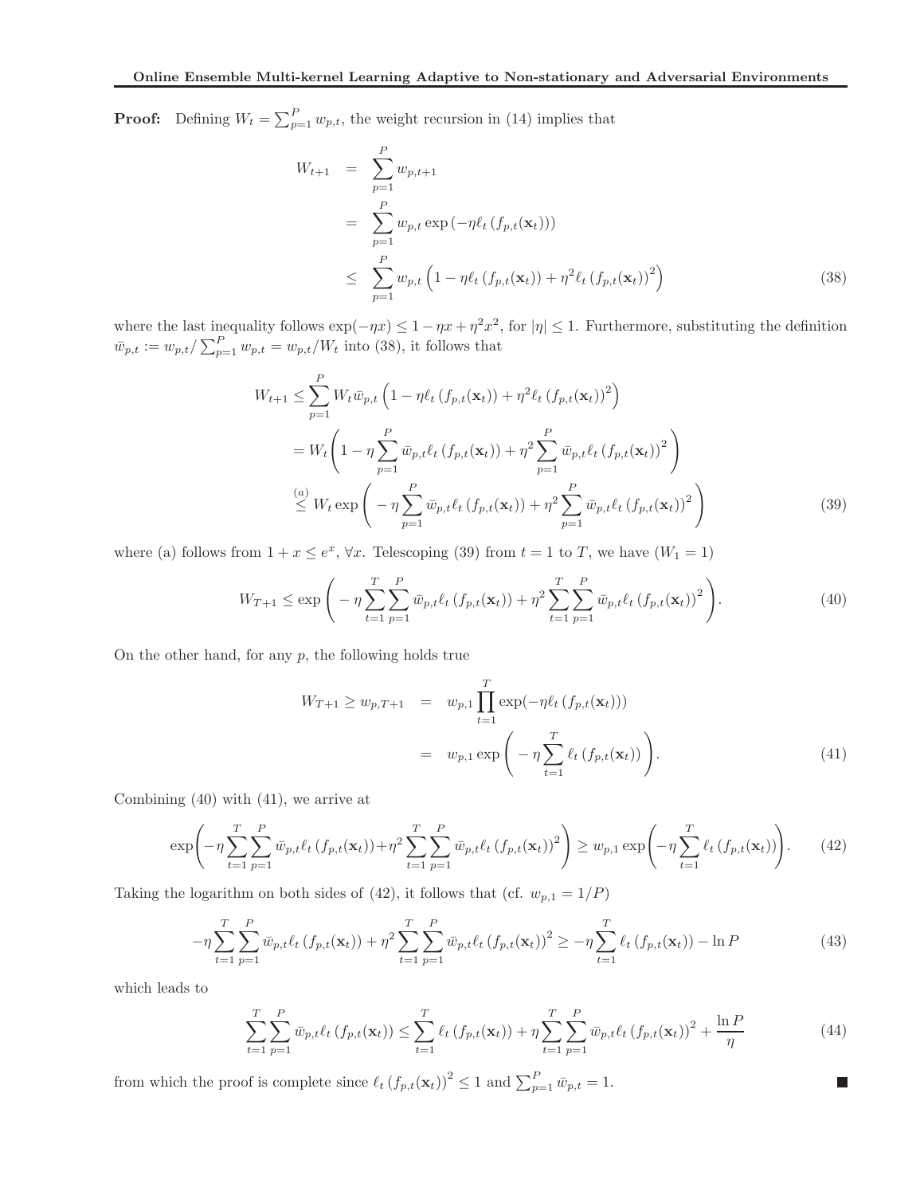**Proof:** Defining $W_t = \sum_{p=1}^{P} w_{p,t}$, the weight recursion in (14) implies that

$$
\begin{aligned}
W_{t+1} &= \sum_{p=1}^{P} w_{p,t+1} \\
&= \sum_{p=1}^{P} w_{p,t} \exp\left(-\eta \ell_t\left(f_{p,t}(\mathbf{x}_t)\right)\right) \\
&\leq \sum_{p=1}^{P} w_{p,t} \left(1 - \eta \ell_t\left(f_{p,t}(\mathbf{x}_t)\right) + \eta^2 \ell_t\left(f_{p,t}(\mathbf{x}_t)\right)^2\right)
\end{aligned} \tag{38}
$$

where the last inequality follows $\exp(-\eta x) \leq 1 - \eta x + \eta^2 x^2$, for $|\eta| \leq 1$. Furthermore, substituting the definition $\bar{w}_{p,t} := w_{p,t} / \sum_{p=1}^{P} w_{p,t} = w_{p,t}/W_t$ into (38), it follows that

$$
\begin{aligned}
W_{t+1} &\leq \sum_{p=1}^{P} W_t \bar{w}_{p,t} \left(1 - \eta \ell_t\left(f_{p,t}(\mathbf{x}_t)\right) + \eta^2 \ell_t\left(f_{p,t}(\mathbf{x}_t)\right)^2\right) \\
&= W_t \left(1 - \eta \sum_{p=1}^{P} \bar{w}_{p,t} \ell_t\left(f_{p,t}(\mathbf{x}_t)\right) + \eta^2 \sum_{p=1}^{P} \bar{w}_{p,t} \ell_t\left(f_{p,t}(\mathbf{x}_t)\right)^2\right) \\
&\overset{(a)}{\leq} W_t \exp\left(-\eta \sum_{p=1}^{P} \bar{w}_{p,t} \ell_t\left(f_{p,t}(\mathbf{x}_t)\right) + \eta^2 \sum_{p=1}^{P} \bar{w}_{p,t} \ell_t\left(f_{p,t}(\mathbf{x}_t)\right)^2\right)
\end{aligned} \tag{39}
$$

where (a) follows from $1 + x \leq e^x$, $\forall x$. Telescoping (39) from $t = 1$ to $T$, we have ($W_1 = 1$)

$$
W_{T+1} \leq \exp\left(-\eta \sum_{t=1}^{T} \sum_{p=1}^{P} \bar{w}_{p,t} \ell_t\left(f_{p,t}(\mathbf{x}_t)\right) + \eta^2 \sum_{t=1}^{T} \sum_{p=1}^{P} \bar{w}_{p,t} \ell_t\left(f_{p,t}(\mathbf{x}_t)\right)^2\right). \tag{40}
$$

On the other hand, for any $p$, the following holds true

$$
\begin{aligned}
W_{T+1} \geq w_{p,T+1} &= w_{p,1} \prod_{t=1}^{T} \exp(-\eta \ell_t\left(f_{p,t}(\mathbf{x}_t)\right)) \\
&= w_{p,1} \exp\left(-\eta \sum_{t=1}^{T} \ell_t\left(f_{p,t}(\mathbf{x}_t)\right)\right).
\end{aligned} \tag{41}
$$

Combining (40) with (41), we arrive at

$$
\exp\left(-\eta \sum_{t=1}^{T} \sum_{p=1}^{P} \bar{w}_{p,t} \ell_t\left(f_{p,t}(\mathbf{x}_t)\right) + \eta^2 \sum_{t=1}^{T} \sum_{p=1}^{P} \bar{w}_{p,t} \ell_t\left(f_{p,t}(\mathbf{x}_t)\right)^2\right) \geq w_{p,1} \exp\left(-\eta \sum_{t=1}^{T} \ell_t\left(f_{p,t}(\mathbf{x}_t)\right)\right). \tag{42}
$$

Taking the logarithm on both sides of (42), it follows that (cf. $w_{p,1} = 1/P$)

$$
-\eta \sum_{t=1}^{T} \sum_{p=1}^{P} \bar{w}_{p,t} \ell_t\left(f_{p,t}(\mathbf{x}_t)\right) + \eta^2 \sum_{t=1}^{T} \sum_{p=1}^{P} \bar{w}_{p,t} \ell_t\left(f_{p,t}(\mathbf{x}_t)\right)^2 \geq -\eta \sum_{t=1}^{T} \ell_t\left(f_{p,t}(\mathbf{x}_t)\right) - \ln P \tag{43}
$$

which leads to

$$
\sum_{t=1}^{T} \sum_{p=1}^{P} \bar{w}_{p,t} \ell_t\left(f_{p,t}(\mathbf{x}_t)\right) \leq \sum_{t=1}^{T} \ell_t\left(f_{p,t}(\mathbf{x}_t)\right) + \eta \sum_{t=1}^{T} \sum_{p=1}^{P} \bar{w}_{p,t} \ell_t\left(f_{p,t}(\mathbf{x}_t)\right)^2 + \frac{\ln P}{\eta} \tag{44}
$$

from which the proof is complete since $\ell_t\left(f_{p,t}(\mathbf{x}_t)\right)^2 \leq 1$ and $\sum_{p=1}^{P} \bar{w}_{p,t} = 1$. ■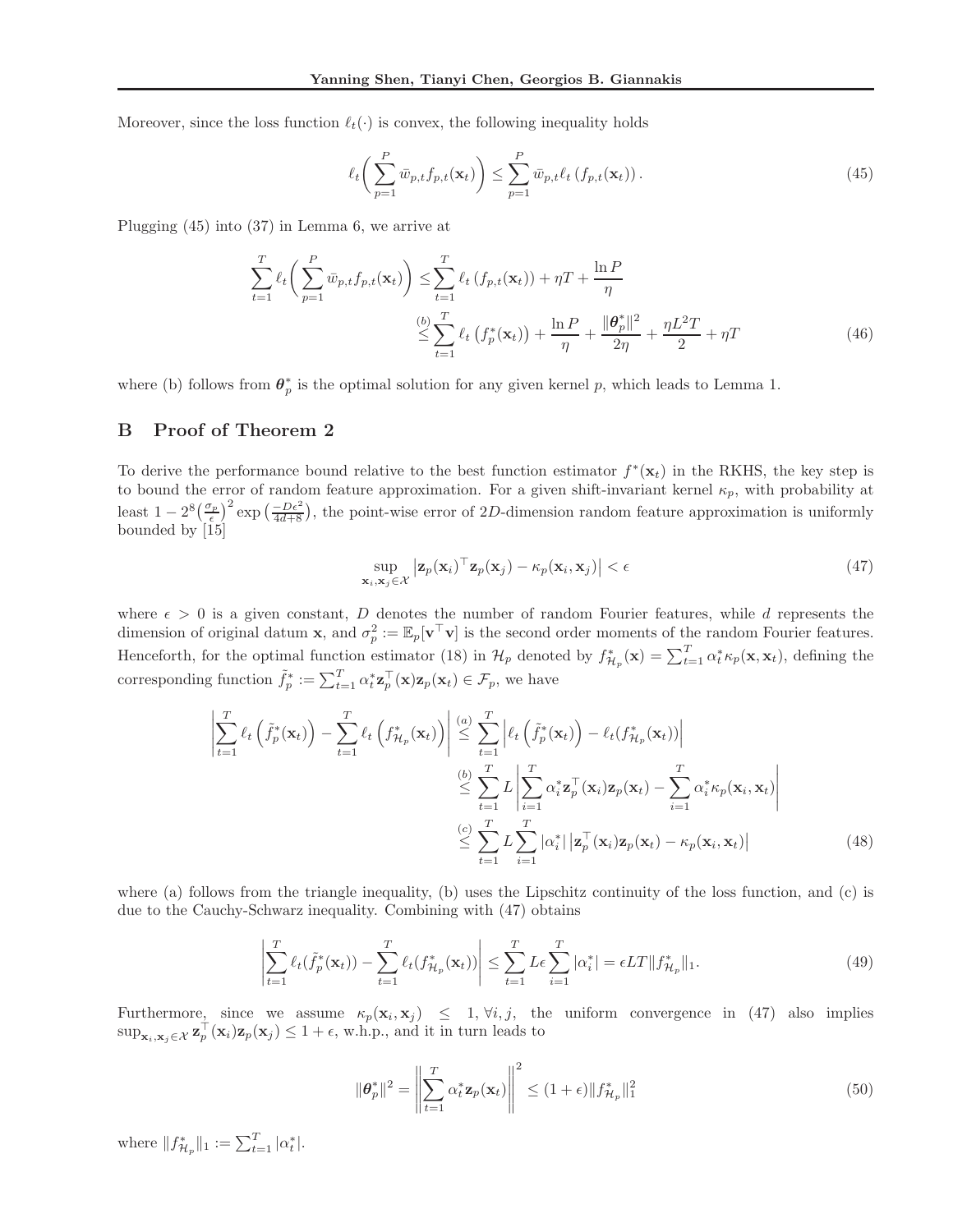Moreover, since the loss function $\ell_t(\cdot)$ is convex, the following inequality holds

$$\ell_t\bigg( \sum_{p=1}^{P} \bar{w}_{p,t} f_{p,t}(\mathbf{x}_t) \bigg) \leq \sum_{p=1}^{P} \bar{w}_{p,t} \ell_t \left( f_{p,t}(\mathbf{x}_t) \right). \tag{45}$$

Plugging (45) into (37) in Lemma 6, we arrive at

$$\begin{aligned} \sum_{t=1}^{T} \ell_t\bigg( \sum_{p=1}^{P} \bar{w}_{p,t} f_{p,t}(\mathbf{x}_t) \bigg) &\leq \sum_{t=1}^{T} \ell_t \left( f_{p,t}(\mathbf{x}_t) \right) + \eta T + \frac{\ln P}{\eta} \\ &\overset{(b)}{\leq} \sum_{t=1}^{T} \ell_t \left( f_p^*(\mathbf{x}_t) \right) + \frac{\ln P}{\eta} + \frac{\|\boldsymbol{\theta}_p^*\|^2}{2\eta} + \frac{\eta L^2 T}{2} + \eta T \end{aligned} \tag{46}$$

where (b) follows from $\boldsymbol{\theta}_p^*$ is the optimal solution for any given kernel $p$, which leads to Lemma 1.

## B Proof of Theorem 2

To derive the performance bound relative to the best function estimator $f^*(\mathbf{x}_t)$ in the RKHS, the key step is to bound the error of random feature approximation. For a given shift-invariant kernel $\kappa_p$, with probability at least $1 - 2^8 \big(\frac{\sigma_p}{\epsilon}\big)^2 \exp\big(\frac{-D\epsilon^2}{4d+8}\big)$, the point-wise error of $2D$-dimension random feature approximation is uniformly bounded by [15]

$$\sup_{\mathbf{x}_i, \mathbf{x}_j \in \mathcal{X}} \left| \mathbf{z}_p(\mathbf{x}_i)^\top \mathbf{z}_p(\mathbf{x}_j) - \kappa_p(\mathbf{x}_i, \mathbf{x}_j) \right| < \epsilon \tag{47}$$

where $\epsilon > 0$ is a given constant, $D$ denotes the number of random Fourier features, while $d$ represents the dimension of original datum $\mathbf{x}$, and $\sigma_p^2 := \mathbb{E}_p[\mathbf{v}^\top \mathbf{v}]$ is the second order moments of the random Fourier features. Henceforth, for the optimal function estimator (18) in $\mathcal{H}_p$ denoted by $f^*_{\mathcal{H}_p}(\mathbf{x}) = \sum_{t=1}^{T} \alpha_t^* \kappa_p(\mathbf{x}, \mathbf{x}_t)$, defining the corresponding function $\tilde{f}_p^* := \sum_{t=1}^{T} \alpha_t^* \mathbf{z}_p^\top(\mathbf{x}) \mathbf{z}_p(\mathbf{x}_t) \in \mathcal{F}_p$, we have

$$\begin{aligned} \left| \sum_{t=1}^{T} \ell_t \left( \tilde{f}_p^*(\mathbf{x}_t) \right) - \sum_{t=1}^{T} \ell_t \left( f^*_{\mathcal{H}_p}(\mathbf{x}_t) \right) \right| &\overset{(a)}{\leq} \sum_{t=1}^{T} \left| \ell_t \left( \tilde{f}_p^*(\mathbf{x}_t) \right) - \ell_t (f^*_{\mathcal{H}_p}(\mathbf{x}_t)) \right| \\ &\overset{(b)}{\leq} \sum_{t=1}^{T} L \left| \sum_{i=1}^{T} \alpha_i^* \mathbf{z}_p^\top(\mathbf{x}_i) \mathbf{z}_p(\mathbf{x}_t) - \sum_{i=1}^{T} \alpha_i^* \kappa_p(\mathbf{x}_i, \mathbf{x}_t) \right| \\ &\overset{(c)}{\leq} \sum_{t=1}^{T} L \sum_{i=1}^{T} |\alpha_i^*| \left| \mathbf{z}_p^\top(\mathbf{x}_i) \mathbf{z}_p(\mathbf{x}_t) - \kappa_p(\mathbf{x}_i, \mathbf{x}_t) \right| \end{aligned} \tag{48}$$

where (a) follows from the triangle inequality, (b) uses the Lipschitz continuity of the loss function, and (c) is due to the Cauchy-Schwarz inequality. Combining with (47) obtains

$$\left| \sum_{t=1}^{T} \ell_t(\tilde{f}_p^*(\mathbf{x}_t)) - \sum_{t=1}^{T} \ell_t(f^*_{\mathcal{H}_p}(\mathbf{x}_t)) \right| \leq \sum_{t=1}^{T} L\epsilon \sum_{i=1}^{T} |\alpha_i^*| = \epsilon L T \|f^*_{\mathcal{H}_p}\|_1. \tag{49}$$

Furthermore, since we assume $\kappa_p(\mathbf{x}_i, \mathbf{x}_j) \leq 1, \forall i, j$, the uniform convergence in (47) also implies $\sup_{\mathbf{x}_i, \mathbf{x}_j \in \mathcal{X}} \mathbf{z}_p^\top(\mathbf{x}_i) \mathbf{z}_p(\mathbf{x}_j) \leq 1 + \epsilon$, w.h.p., and it in turn leads to

$$\|\boldsymbol{\theta}_p^*\|^2 = \left\| \sum_{t=1}^{T} \alpha_t^* \mathbf{z}_p(\mathbf{x}_t) \right\|^2 \leq (1+\epsilon) \|f^*_{\mathcal{H}_p}\|_1^2 \tag{50}$$

where $\|f^*_{\mathcal{H}_p}\|_1 := \sum_{t=1}^{T} |\alpha_t^*|$.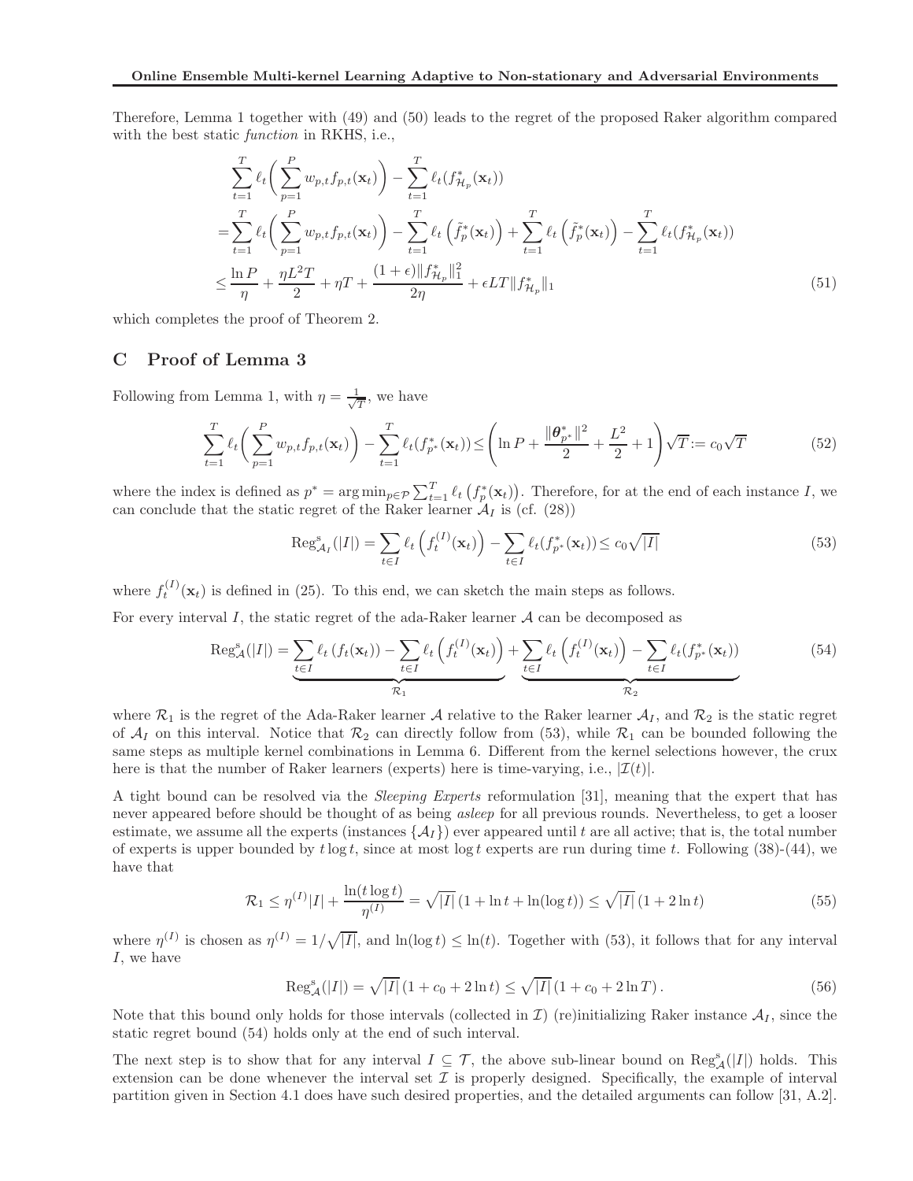Therefore, Lemma 1 together with (49) and (50) leads to the regret of the proposed Raker algorithm compared with the best static *function* in RKHS, i.e.,

$$
\begin{aligned}
&\sum_{t=1}^{T} \ell_t\bigg(\sum_{p=1}^{P} w_{p,t} f_{p,t}(\mathbf{x}_t)\bigg) - \sum_{t=1}^{T} \ell_t(f^*_{\mathcal{H}_p}(\mathbf{x}_t)) \\
=& \sum_{t=1}^{T} \ell_t\bigg(\sum_{p=1}^{P} w_{p,t} f_{p,t}(\mathbf{x}_t)\bigg) - \sum_{t=1}^{T} \ell_t\left(\tilde{f}^*_p(\mathbf{x}_t)\right) + \sum_{t=1}^{T} \ell_t\left(\tilde{f}^*_p(\mathbf{x}_t)\right) - \sum_{t=1}^{T} \ell_t(f^*_{\mathcal{H}_p}(\mathbf{x}_t)) \\
\leq& \frac{\ln P}{\eta} + \frac{\eta L^2 T}{2} + \eta T + \frac{(1+\epsilon)\|f^*_{\mathcal{H}_p}\|_1^2}{2\eta} + \epsilon L T \|f^*_{\mathcal{H}_p}\|_1
\end{aligned} \tag{51}
$$

which completes the proof of Theorem 2.

## C Proof of Lemma 3

Following from Lemma 1, with $\eta = \frac{1}{\sqrt{T}}$, we have

$$
\sum_{t=1}^{T} \ell_t\bigg(\sum_{p=1}^{P} w_{p,t} f_{p,t}(\mathbf{x}_t)\bigg) - \sum_{t=1}^{T} \ell_t(f^*_{p^*}(\mathbf{x}_t)) \leq \left(\ln P + \frac{\|\boldsymbol{\theta}^*_{p^*}\|^2}{2} + \frac{L^2}{2} + 1\right)\sqrt{T} := c_0\sqrt{T} \tag{52}
$$

where the index is defined as $p^* = \arg\min_{p\in\mathcal{P}} \sum_{t=1}^{T} \ell_t\left(f^*_p(\mathbf{x}_t)\right)$. Therefore, for at the end of each instance $I$, we can conclude that the static regret of the Raker learner $\mathcal{A}_I$ is (cf. (28))

$$
\mathrm{Reg}^{\mathrm{s}}_{\mathcal{A}_I}(|I|) = \sum_{t\in I} \ell_t\left(f^{(I)}_t(\mathbf{x}_t)\right) - \sum_{t\in I} \ell_t(f^*_{p^*}(\mathbf{x}_t)) \leq c_0\sqrt{|I|} \tag{53}
$$

where $f^{(I)}_t(\mathbf{x}_t)$ is defined in (25). To this end, we can sketch the main steps as follows.

For every interval $I$, the static regret of the ada-Raker learner $\mathcal{A}$ can be decomposed as

$$
\mathrm{Reg}^{\mathrm{s}}_{\mathcal{A}}(|I|) = \underbrace{\sum_{t\in I} \ell_t\left(f_t(\mathbf{x}_t)\right) - \sum_{t\in I} \ell_t\left(f^{(I)}_t(\mathbf{x}_t)\right)}_{\mathcal{R}_1} + \underbrace{\sum_{t\in I} \ell_t\left(f^{(I)}_t(\mathbf{x}_t)\right) - \sum_{t\in I} \ell_t(f^*_{p^*}(\mathbf{x}_t))}_{\mathcal{R}_2} \tag{54}
$$

where $\mathcal{R}_1$ is the regret of the Ada-Raker learner $\mathcal{A}$ relative to the Raker learner $\mathcal{A}_I$, and $\mathcal{R}_2$ is the static regret of $\mathcal{A}_I$ on this interval. Notice that $\mathcal{R}_2$ can directly follow from (53), while $\mathcal{R}_1$ can be bounded following the same steps as multiple kernel combinations in Lemma 6. Different from the kernel selections however, the crux here is that the number of Raker learners (experts) here is time-varying, i.e., $|\mathcal{I}(t)|$.

A tight bound can be resolved via the *Sleeping Experts* reformulation [31], meaning that the expert that has never appeared before should be thought of as being *asleep* for all previous rounds. Nevertheless, to get a looser estimate, we assume all the experts (instances $\{\mathcal{A}_I\}$) ever appeared until $t$ are all active; that is, the total number of experts is upper bounded by $t\log t$, since at most $\log t$ experts are run during time $t$. Following (38)-(44), we have that

$$
\mathcal{R}_1 \leq \eta^{(I)}|I| + \frac{\ln(t\log t)}{\eta^{(I)}} = \sqrt{|I|}\left(1 + \ln t + \ln(\log t)\right) \leq \sqrt{|I|}\left(1 + 2\ln t\right) \tag{55}
$$

where $\eta^{(I)}$ is chosen as $\eta^{(I)} = 1/\sqrt{|I|}$, and $\ln(\log t) \leq \ln(t)$. Together with (53), it follows that for any interval $I$, we have

$$
\mathrm{Reg}^{\mathrm{s}}_{\mathcal{A}}(|I|) = \sqrt{|I|}\left(1 + c_0 + 2\ln t\right) \leq \sqrt{|I|}\left(1 + c_0 + 2\ln T\right). \tag{56}
$$

Note that this bound only holds for those intervals (collected in $\mathcal{I}$) (re)initializing Raker instance $\mathcal{A}_I$, since the static regret bound (54) holds only at the end of such interval.

The next step is to show that for any interval $I \subseteq \mathcal{T}$, the above sub-linear bound on $\mathrm{Reg}^{\mathrm{s}}_{\mathcal{A}}(|I|)$ holds. This extension can be done whenever the interval set $\mathcal{I}$ is properly designed. Specifically, the example of interval partition given in Section 4.1 does have such desired properties, and the detailed arguments can follow [31, A.2].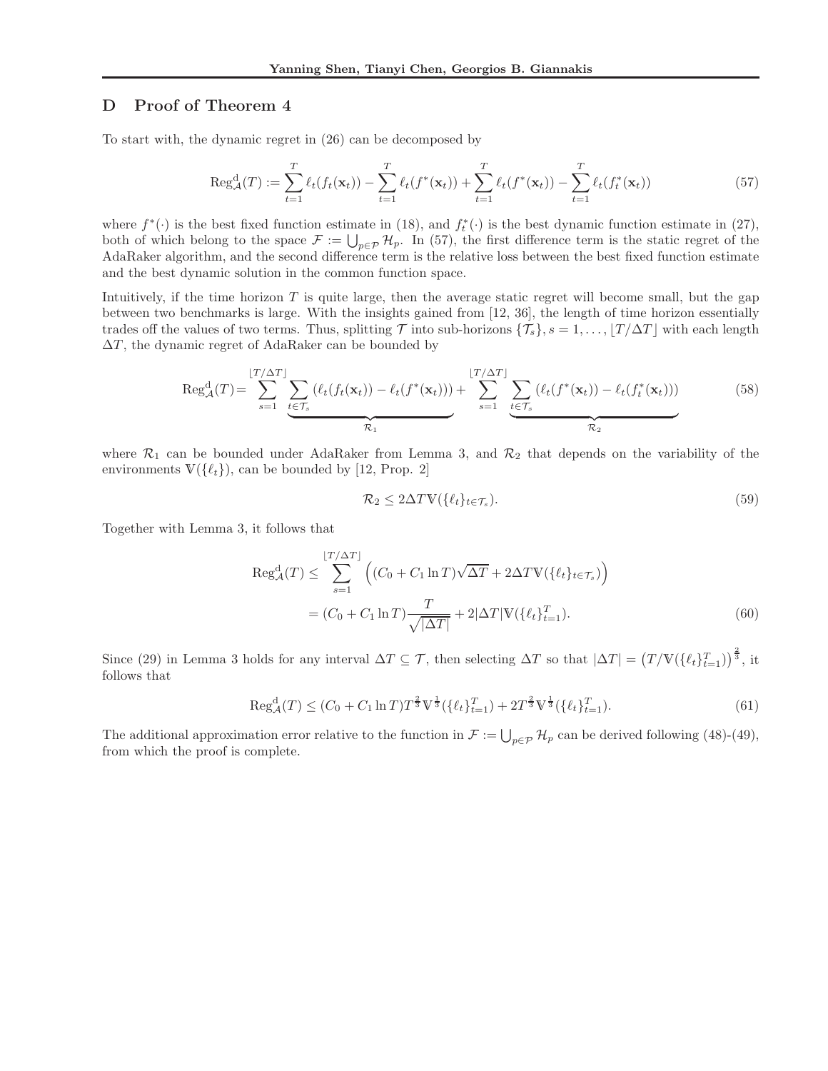## D Proof of Theorem 4

To start with, the dynamic regret in (26) can be decomposed by

$$\mathrm{Reg}_{\mathcal{A}}^{\mathrm{d}}(T) := \sum_{t=1}^{T} \ell_t(f_t(\mathbf{x}_t)) - \sum_{t=1}^{T} \ell_t(f^*(\mathbf{x}_t)) + \sum_{t=1}^{T} \ell_t(f^*(\mathbf{x}_t)) - \sum_{t=1}^{T} \ell_t(f_t^*(\mathbf{x}_t)) \tag{57}$$

where $f^*(\cdot)$ is the best fixed function estimate in (18), and $f_t^*(\cdot)$ is the best dynamic function estimate in (27), both of which belong to the space $\mathcal{F} := \bigcup_{p\in\mathcal{P}} \mathcal{H}_p$. In (57), the first difference term is the static regret of the AdaRaker algorithm, and the second difference term is the relative loss between the best fixed function estimate and the best dynamic solution in the common function space.

Intuitively, if the time horizon $T$ is quite large, then the average static regret will become small, but the gap between two benchmarks is large. With the insights gained from [12, 36], the length of time horizon essentially trades off the values of two terms. Thus, splitting $\mathcal{T}$ into sub-horizons $\{\mathcal{T}_s\}, s = 1, \ldots, \lfloor T/\Delta T \rfloor$ with each length $\Delta T$, the dynamic regret of AdaRaker can be bounded by

$$\mathrm{Reg}_{\mathcal{A}}^{\mathrm{d}}(T) = \underbrace{\sum_{s=1}^{\lfloor T/\Delta T \rfloor} \sum_{t\in\mathcal{T}_s} \left(\ell_t(f_t(\mathbf{x}_t)) - \ell_t(f^*(\mathbf{x}_t))\right)}_{\mathcal{R}_1} + \underbrace{\sum_{s=1}^{\lfloor T/\Delta T \rfloor} \sum_{t\in\mathcal{T}_s} \left(\ell_t(f^*(\mathbf{x}_t)) - \ell_t(f_t^*(\mathbf{x}_t))\right)}_{\mathcal{R}_2} \tag{58}$$

where $\mathcal{R}_1$ can be bounded under AdaRaker from Lemma 3, and $\mathcal{R}_2$ that depends on the variability of the environments $\mathbb{V}(\{\ell_t\})$, can be bounded by [12, Prop. 2]

$$\mathcal{R}_2 \leq 2\Delta T \mathbb{V}(\{\ell_t\}_{t\in\mathcal{T}_s}). \tag{59}$$

Together with Lemma 3, it follows that

$$\begin{aligned}
\mathrm{Reg}_{\mathcal{A}}^{\mathrm{d}}(T) &\leq \sum_{s=1}^{\lfloor T/\Delta T \rfloor} \Big( (C_0 + C_1 \ln T)\sqrt{\Delta T} + 2\Delta T \mathbb{V}(\{\ell_t\}_{t\in\mathcal{T}_s}) \Big) \\
&= (C_0 + C_1 \ln T)\frac{T}{\sqrt{|\Delta T|}} + 2|\Delta T|\mathbb{V}(\{\ell_t\}_{t=1}^{T}).
\end{aligned} \tag{60}$$

Since (29) in Lemma 3 holds for any interval $\Delta T \subseteq \mathcal{T}$, then selecting $\Delta T$ so that $|\Delta T| = \left(T/\mathbb{V}(\{\ell_t\}_{t=1}^{T})\right)^{\frac{2}{3}}$, it follows that

$$\mathrm{Reg}_{\mathcal{A}}^{\mathrm{d}}(T) \leq (C_0 + C_1 \ln T) T^{\frac{2}{3}} \mathbb{V}^{\frac{1}{3}}(\{\ell_t\}_{t=1}^{T}) + 2T^{\frac{2}{3}}\mathbb{V}^{\frac{1}{3}}(\{\ell_t\}_{t=1}^{T}). \tag{61}$$

The additional approximation error relative to the function in $\mathcal{F} := \bigcup_{p\in\mathcal{P}} \mathcal{H}_p$ can be derived following (48)-(49), from which the proof is complete.